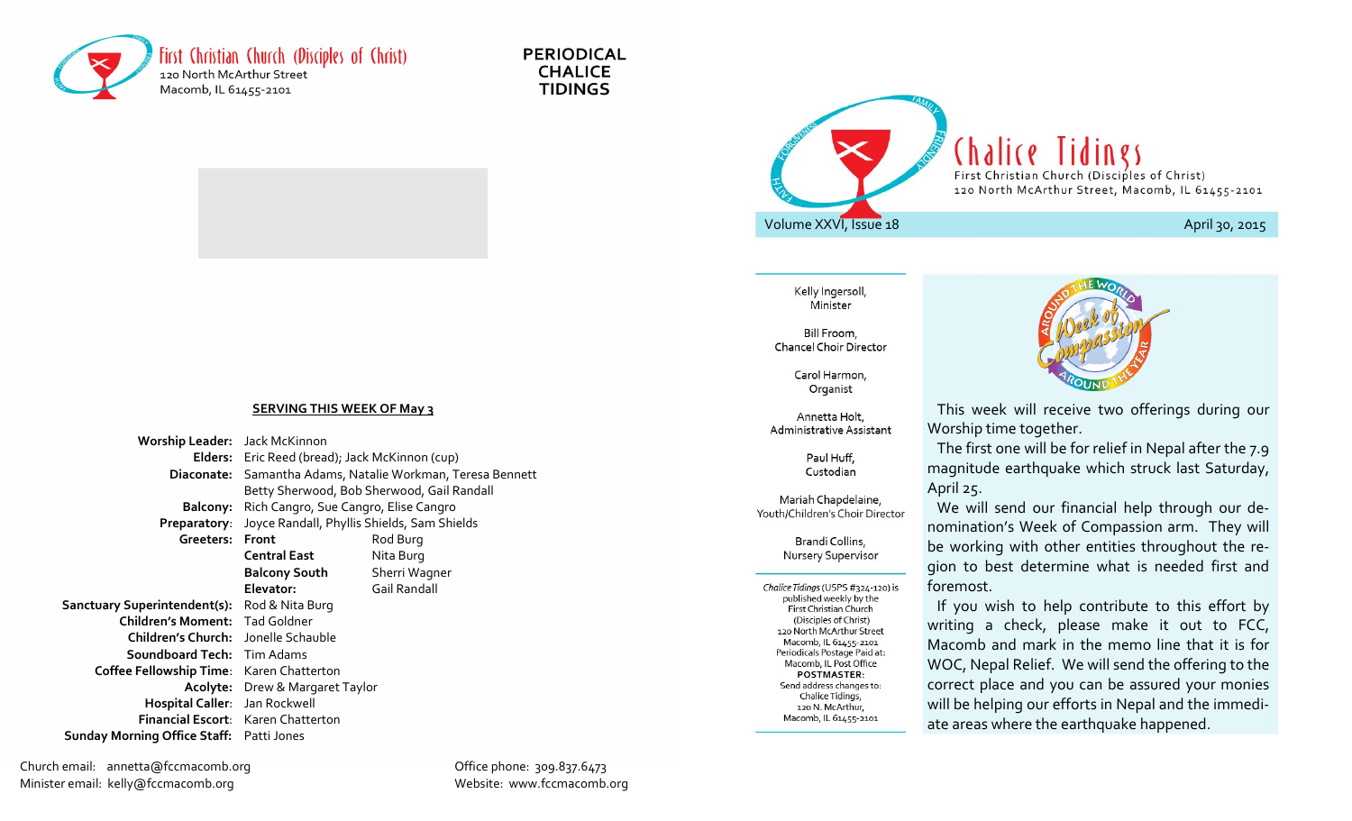First Christian Church (Disciples of Christ)
120 North McArthur Street
Macomb, IL 61455-2101

**PERIODICAL CHALICE TIDINGS**

**SERVING THIS WEEK OF May 3**

| | | |
|---|---|---|
| **Worship Leader:** | Jack McKinnon | |
| **Elders:** | Eric Reed (bread); Jack McKinnon (cup) | |
| **Diaconate:** | Samantha Adams, Natalie Workman, Teresa Bennett Betty Sherwood, Bob Sherwood, Gail Randall | |
| **Balcony:** | Rich Cangro, Sue Cangro, Elise Cangro | |
| **Preparatory:** | Joyce Randall, Phyllis Shields, Sam Shields | |
| **Greeters:** | **Front** | Rod Burg |
| | **Central East** | Nita Burg |
| | **Balcony South** | Sherri Wagner |
| | **Elevator:** | Gail Randall |
| **Sanctuary Superintendent(s):** | Rod & Nita Burg | |
| **Children's Moment:** | Tad Goldner | |
| **Children's Church:** | Jonelle Schauble | |
| **Soundboard Tech:** | Tim Adams | |
| **Coffee Fellowship Time:** | Karen Chatterton | |
| **Acolyte:** | Drew & Margaret Taylor | |
| **Hospital Caller:** | Jan Rockwell | |
| **Financial Escort:** | Karen Chatterton | |
| **Sunday Morning Office Staff:** | Patti Jones | |

Church email: annetta@fccmacomb.org
Minister email: kelly@fccmacomb.org

Office phone: 309.837.6473
Website: www.fccmacomb.org

# Chalice Tidings

First Christian Church (Disciples of Christ)
120 North McArthur Street, Macomb, IL 61455-2101

Volume XXVI, Issue 18 — April 30, 2015

Kelly Ingersoll, Minister

Bill Froom, Chancel Choir Director

Carol Harmon, Organist

Annetta Holt, Administrative Assistant

Paul Huff, Custodian

Mariah Chapdelaine, Youth/Children's Choir Director

Brandi Collins, Nursery Supervisor

*Chalice Tidings* (USPS #324-120) is published weekly by the First Christian Church (Disciples of Christ) 120 North McArthur Street Macomb, IL 61455-2101 Periodicals Postage Paid at: Macomb, IL Post Office **POSTMASTER:** Send address changes to: Chalice Tidings, 120 N. McArthur, Macomb, IL 61455-2101

## Around the World Week of Compassion Around the Year

This week will receive two offerings during our Worship time together.

The first one will be for relief in Nepal after the 7.9 magnitude earthquake which struck last Saturday, April 25.

We will send our financial help through our denomination's Week of Compassion arm. They will be working with other entities throughout the region to best determine what is needed first and foremost.

If you wish to help contribute to this effort by writing a check, please make it out to FCC, Macomb and mark in the memo line that it is for WOC, Nepal Relief. We will send the offering to the correct place and you can be assured your monies will be helping our efforts in Nepal and the immediate areas where the earthquake happened.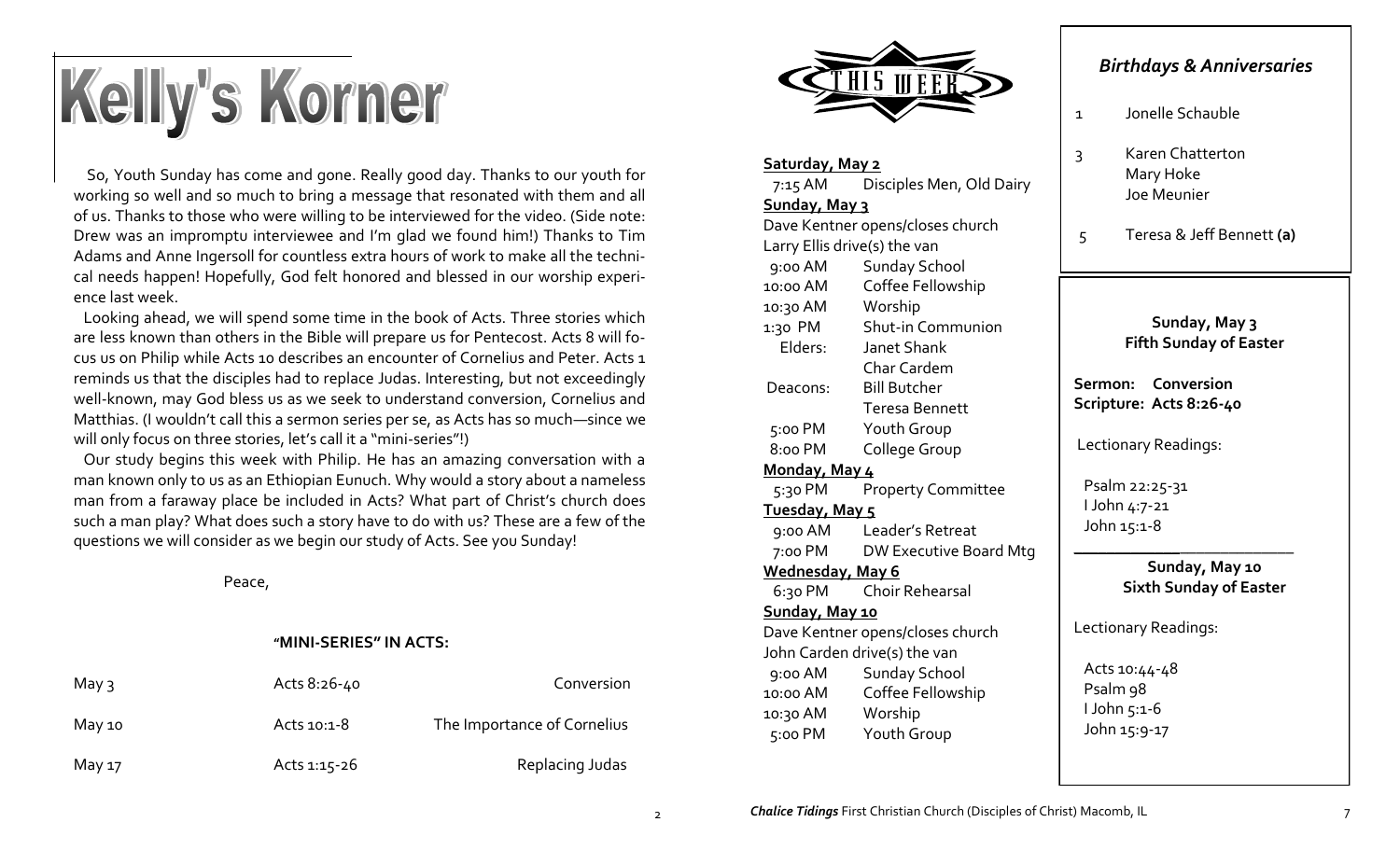# Kelly's Korner

So, Youth Sunday has come and gone. Really good day. Thanks to our youth for working so well and so much to bring a message that resonated with them and all of us. Thanks to those who were willing to be interviewed for the video. (Side note: Drew was an impromptu interviewee and I'm glad we found him!) Thanks to Tim Adams and Anne Ingersoll for countless extra hours of work to make all the technical needs happen! Hopefully, God felt honored and blessed in our worship experience last week.

Looking ahead, we will spend some time in the book of Acts. Three stories which are less known than others in the Bible will prepare us for Pentecost. Acts 8 will focus us on Philip while Acts 10 describes an encounter of Cornelius and Peter. Acts 1 reminds us that the disciples had to replace Judas. Interesting, but not exceedingly well-known, may God bless us as we seek to understand conversion, Cornelius and Matthias. (I wouldn't call this a sermon series per se, as Acts has so much—since we will only focus on three stories, let's call it a "mini-series"!)

Our study begins this week with Philip. He has an amazing conversation with a man known only to us as an Ethiopian Eunuch. Why would a story about a nameless man from a faraway place be included in Acts? What part of Christ's church does such a man play? What does such a story have to do with us? These are a few of the questions we will consider as we begin our study of Acts. See you Sunday!

Peace,

**"MINI-SERIES" IN ACTS:**

| | | |
|---|---|---|
| May 3 | Acts 8:26-40 | Conversion |
| May 10 | Acts 10:1-8 | The Importance of Cornelius |
| May 17 | Acts 1:15-26 | Replacing Judas |

## THIS WEEK

**Saturday, May 2**
7:15 AM Disciples Men, Old Dairy

**Sunday, May 3**
Dave Kentner opens/closes church
Larry Ellis drive(s) the van
9:00 AM Sunday School
10:00 AM Coffee Fellowship
10:30 AM Worship
1:30 PM Shut-in Communion
Elders: Janet Shank, Char Cardem
Deacons: Bill Butcher, Teresa Bennett
5:00 PM Youth Group
8:00 PM College Group

**Monday, May 4**
5:30 PM Property Committee

**Tuesday, May 5**
9:00 AM Leader's Retreat
7:00 PM DW Executive Board Mtg

**Wednesday, May 6**
6:30 PM Choir Rehearsal

**Sunday, May 10**
Dave Kentner opens/closes church
John Carden drive(s) the van
9:00 AM Sunday School
10:00 AM Coffee Fellowship
10:30 AM Worship
5:00 PM Youth Group

## *Birthdays & Anniversaries*

1 Jonelle Schauble

3 Karen Chatterton
Mary Hoke
Joe Meunier

5 Teresa & Jeff Bennett **(a)**

**Sunday, May 3**
**Fifth Sunday of Easter**

**Sermon: Conversion**
**Scripture: Acts 8:26-40**

Lectionary Readings:

Psalm 22:25-31
I John 4:7-21
John 15:1-8

**Sunday, May 10**
**Sixth Sunday of Easter**

Lectionary Readings:

Acts 10:44-48
Psalm 98
I John 5:1-6
John 15:9-17

***Chalice Tidings*** First Christian Church (Disciples of Christ) Macomb, IL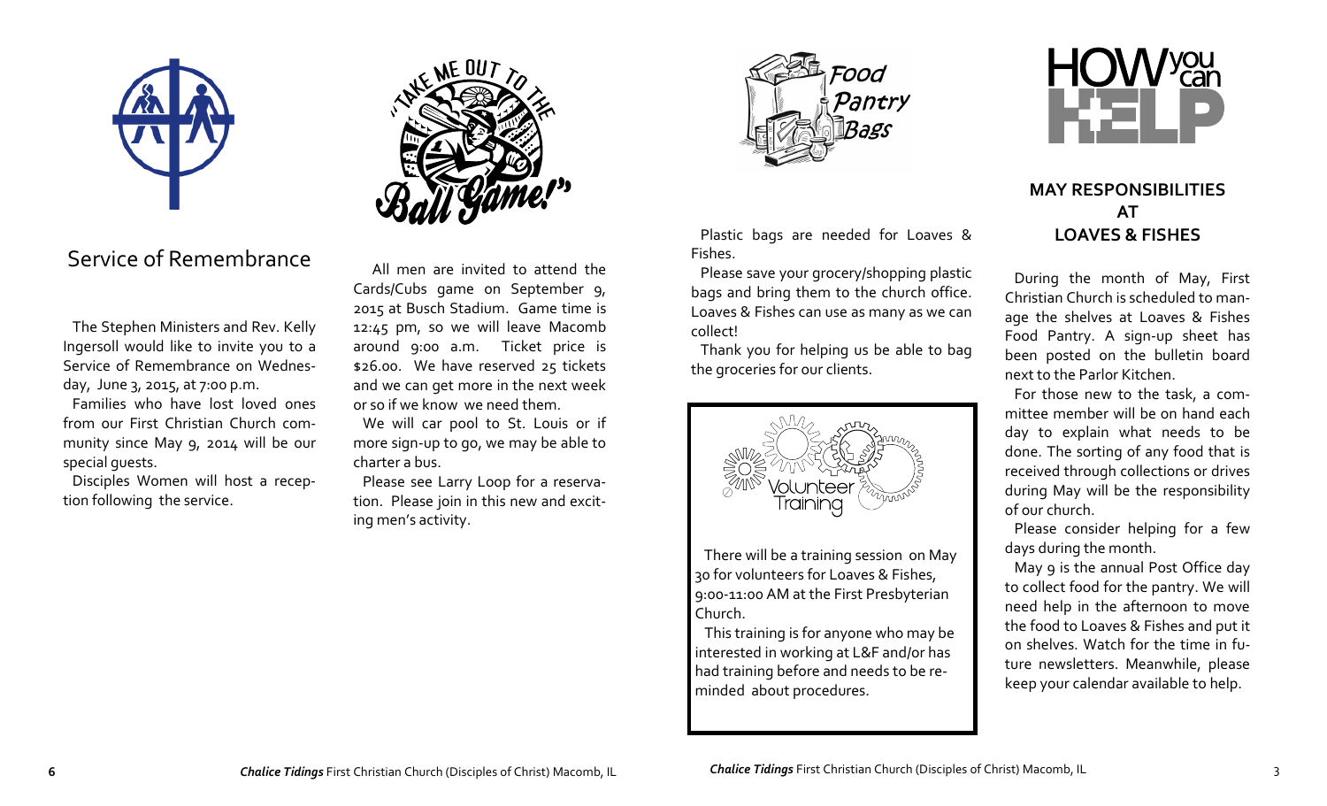## Service of Remembrance

The Stephen Ministers and Rev. Kelly Ingersoll would like to invite you to a Service of Remembrance on Wednesday, June 3, 2015, at 7:00 p.m.

Families who have lost loved ones from our First Christian Church community since May 9, 2014 will be our special guests.

Disciples Women will host a reception following the service.

## "Take Me Out to the Ball Game!"

All men are invited to attend the Cards/Cubs game on September 9, 2015 at Busch Stadium. Game time is 12:45 pm, so we will leave Macomb around 9:00 a.m. Ticket price is $26.00. We have reserved 25 tickets and we can get more in the next week or so if we know we need them.

We will car pool to St. Louis or if more sign-up to go, we may be able to charter a bus.

Please see Larry Loop for a reservation. Please join in this new and exciting men's activity.

## Food Pantry Bags

Plastic bags are needed for Loaves & Fishes.

Please save your grocery/shopping plastic bags and bring them to the church office. Loaves & Fishes can use as many as we can collect!

Thank you for helping us be able to bag the groceries for our clients.

## Volunteer Training

There will be a training session on May 30 for volunteers for Loaves & Fishes, 9:00-11:00 AM at the First Presbyterian Church.

This training is for anyone who may be interested in working at L&F and/or has had training before and needs to be reminded about procedures.

## HOW you can HELP

### MAY RESPONSIBILITIES AT LOAVES & FISHES

During the month of May, First Christian Church is scheduled to manage the shelves at Loaves & Fishes Food Pantry. A sign-up sheet has been posted on the bulletin board next to the Parlor Kitchen.

For those new to the task, a committee member will be on hand each day to explain what needs to be done. The sorting of any food that is received through collections or drives during May will be the responsibility of our church.

Please consider helping for a few days during the month.

May 9 is the annual Post Office day to collect food for the pantry. We will need help in the afternoon to move the food to Loaves & Fishes and put it on shelves. Watch for the time in future newsletters. Meanwhile, please keep your calendar available to help.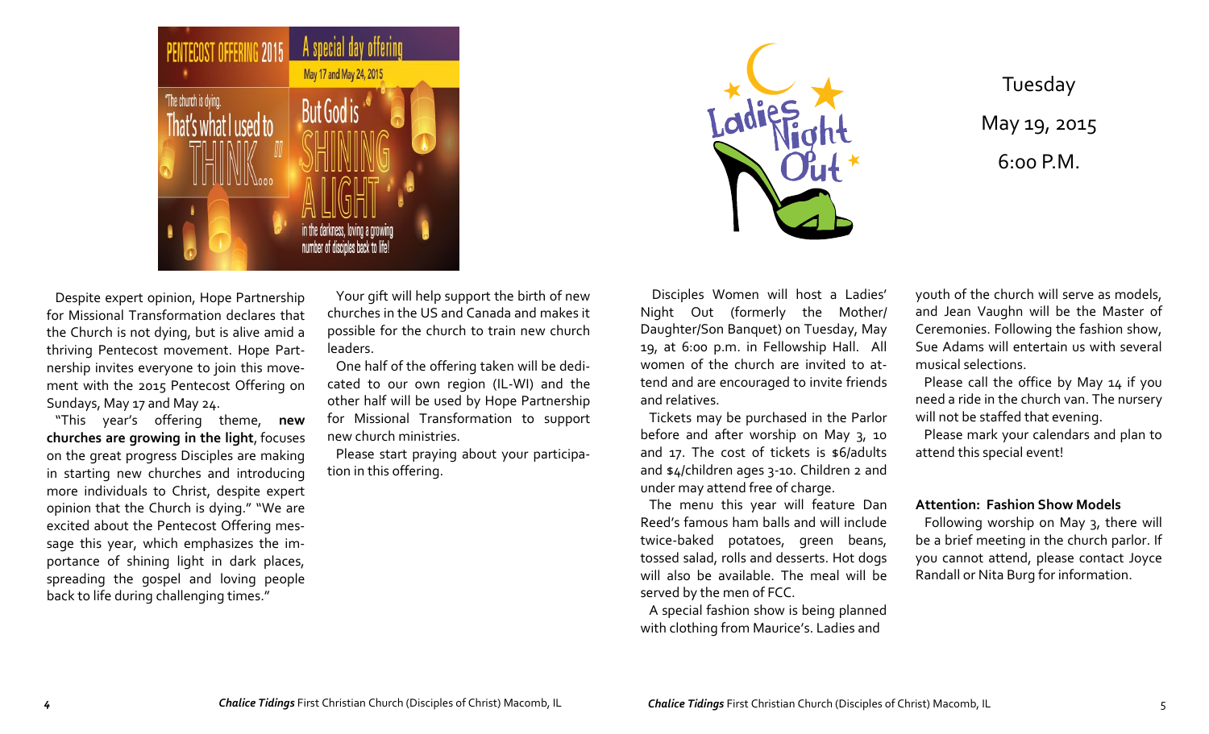PENTECOST OFFERING 2015

A special day offering

May 17 and May 24, 2015

"The church is dying. That's what I used to THINK..."

But God is SHINING A LIGHT in the darkness, loving a growing number of disciples back to life!

Despite expert opinion, Hope Partnership for Missional Transformation declares that the Church is not dying, but is alive amid a thriving Pentecost movement. Hope Partnership invites everyone to join this movement with the 2015 Pentecost Offering on Sundays, May 17 and May 24.

"This year's offering theme, **new churches are growing in the light**, focuses on the great progress Disciples are making in starting new churches and introducing more individuals to Christ, despite expert opinion that the Church is dying." "We are excited about the Pentecost Offering message this year, which emphasizes the importance of shining light in dark places, spreading the gospel and loving people back to life during challenging times."

Your gift will help support the birth of new churches in the US and Canada and makes it possible for the church to train new church leaders.

One half of the offering taken will be dedicated to our own region (IL-WI) and the other half will be used by Hope Partnership for Missional Transformation to support new church ministries.

Please start praying about your participation in this offering.

Ladies Night Out

Tuesday

May 19, 2015

6:00 P.M.

Disciples Women will host a Ladies' Night Out (formerly the Mother/ Daughter/Son Banquet) on Tuesday, May 19, at 6:00 p.m. in Fellowship Hall. All women of the church are invited to attend and are encouraged to invite friends and relatives.

Tickets may be purchased in the Parlor before and after worship on May 3, 10 and 17. The cost of tickets is $6/adults and $4/children ages 3-10. Children 2 and under may attend free of charge.

The menu this year will feature Dan Reed's famous ham balls and will include twice-baked potatoes, green beans, tossed salad, rolls and desserts. Hot dogs will also be available. The meal will be served by the men of FCC.

A special fashion show is being planned with clothing from Maurice's. Ladies and youth of the church will serve as models, and Jean Vaughn will be the Master of Ceremonies. Following the fashion show, Sue Adams will entertain us with several musical selections.

Please call the office by May 14 if you need a ride in the church van. The nursery will not be staffed that evening.

Please mark your calendars and plan to attend this special event!

**Attention: Fashion Show Models**

Following worship on May 3, there will be a brief meeting in the church parlor. If you cannot attend, please contact Joyce Randall or Nita Burg for information.